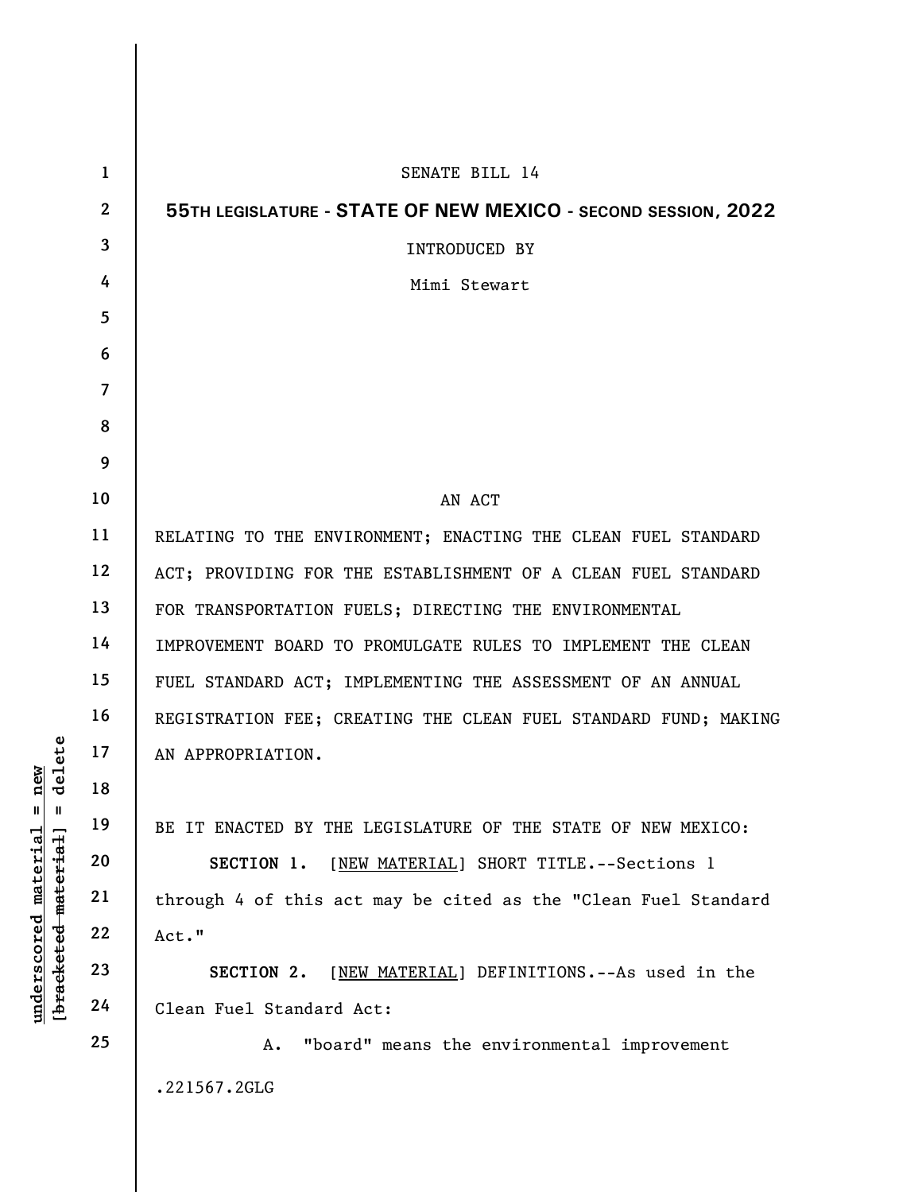SENATE BILL 14

**55TH LEGISLATURE - STATE OF NEW MEXICO - SECOND SESSION, 2022**

INTRODUCED BY

Mimi Stewart

AN ACT

RELATING TO THE ENVIRONMENT; ENACTING THE CLEAN FUEL STANDARD ACT; PROVIDING FOR THE ESTABLISHMENT OF A CLEAN FUEL STANDARD FOR TRANSPORTATION FUELS; DIRECTING THE ENVIRONMENTAL IMPROVEMENT BOARD TO PROMULGATE RULES TO IMPLEMENT THE CLEAN FUEL STANDARD ACT; IMPLEMENTING THE ASSESSMENT OF AN ANNUAL REGISTRATION FEE; CREATING THE CLEAN FUEL STANDARD FUND; MAKING AN APPROPRIATION.

BE IT ENACTED BY THE LEGISLATURE OF THE STATE OF NEW MEXICO:

**SECTION 1.** [NEW MATERIAL] SHORT TITLE.--Sections 1 through 4 of this act may be cited as the "Clean Fuel Standard Act."

**SECTION 2.** [NEW MATERIAL] DEFINITIONS.--As used in the Clean Fuel Standard Act:

A. "board" means the environmental improvement

.221567.2GLG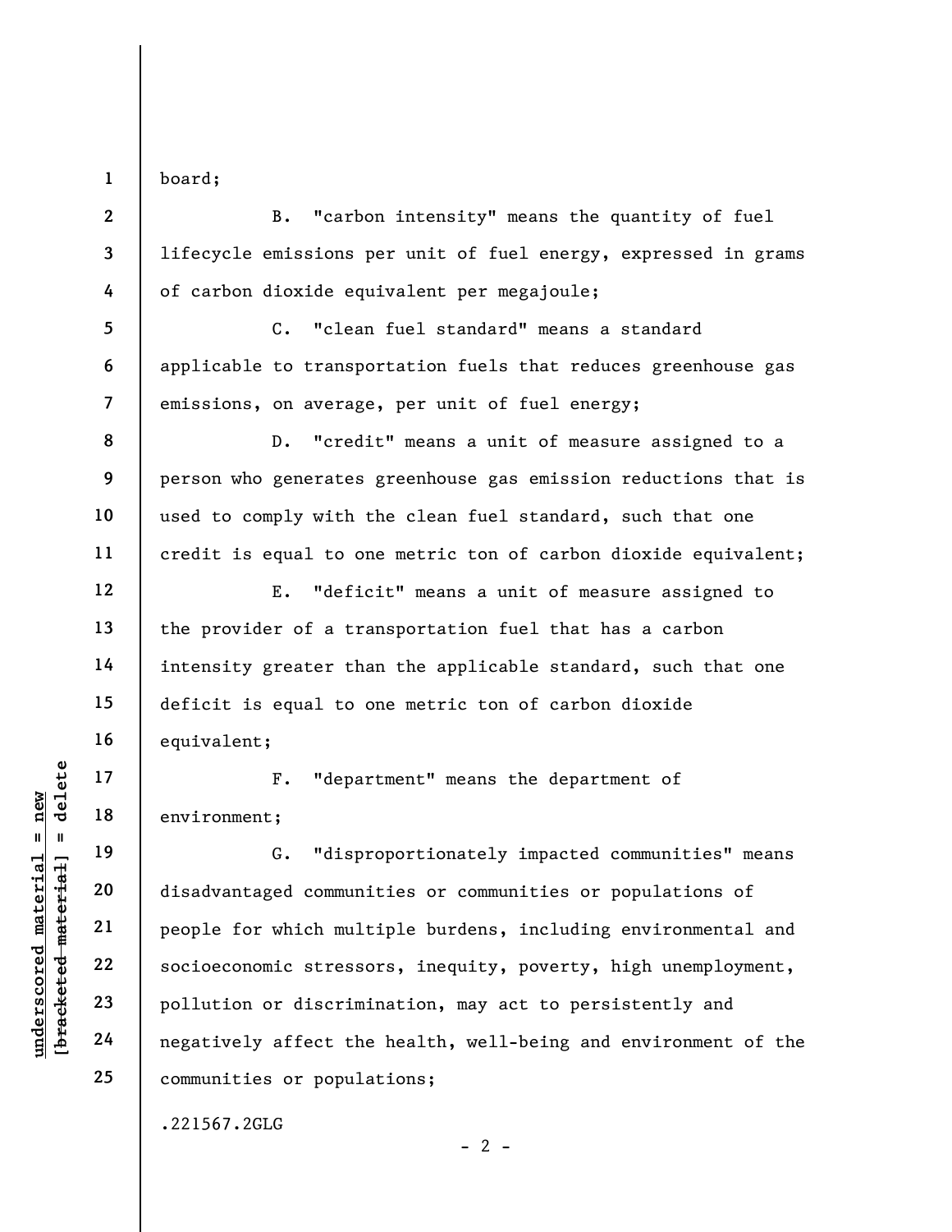board;

B. "carbon intensity" means the quantity of fuel lifecycle emissions per unit of fuel energy, expressed in grams of carbon dioxide equivalent per megajoule;

C. "clean fuel standard" means a standard applicable to transportation fuels that reduces greenhouse gas emissions, on average, per unit of fuel energy;

D. "credit" means a unit of measure assigned to a person who generates greenhouse gas emission reductions that is used to comply with the clean fuel standard, such that one credit is equal to one metric ton of carbon dioxide equivalent;

E. "deficit" means a unit of measure assigned to the provider of a transportation fuel that has a carbon intensity greater than the applicable standard, such that one deficit is equal to one metric ton of carbon dioxide equivalent;

F. "department" means the department of environment;

G. "disproportionately impacted communities" means disadvantaged communities or communities or populations of people for which multiple burdens, including environmental and socioeconomic stressors, inequity, poverty, high unemployment, pollution or discrimination, may act to persistently and negatively affect the health, well-being and environment of the communities or populations;

.221567.2GLG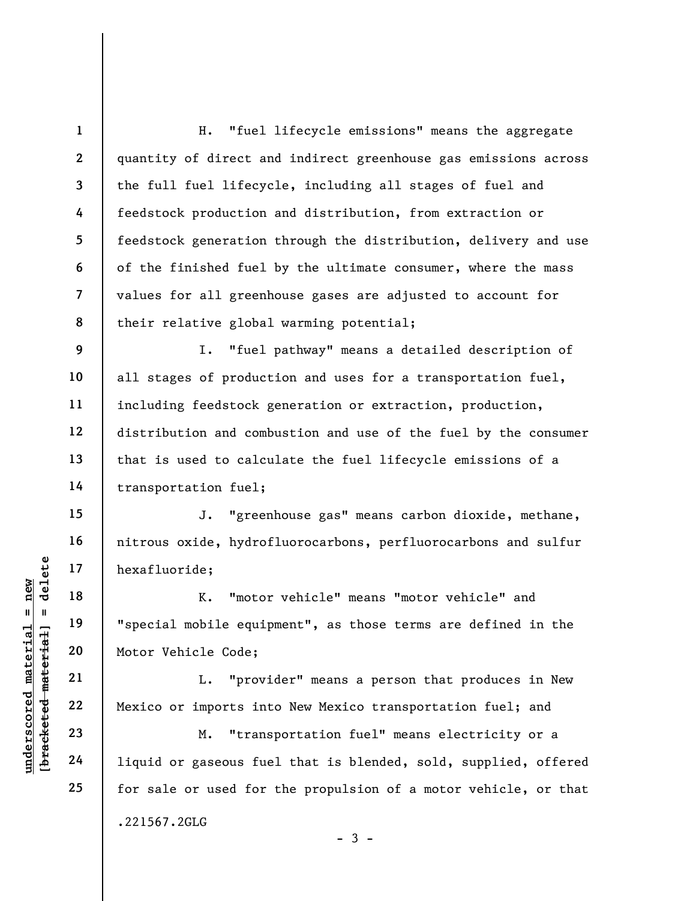H. "fuel lifecycle emissions" means the aggregate quantity of direct and indirect greenhouse gas emissions across the full fuel lifecycle, including all stages of fuel and feedstock production and distribution, from extraction or feedstock generation through the distribution, delivery and use of the finished fuel by the ultimate consumer, where the mass values for all greenhouse gases are adjusted to account for their relative global warming potential;

I. "fuel pathway" means a detailed description of all stages of production and uses for a transportation fuel, including feedstock generation or extraction, production, distribution and combustion and use of the fuel by the consumer that is used to calculate the fuel lifecycle emissions of a transportation fuel;

J. "greenhouse gas" means carbon dioxide, methane, nitrous oxide, hydrofluorocarbons, perfluorocarbons and sulfur hexafluoride;

K. "motor vehicle" means "motor vehicle" and "special mobile equipment", as those terms are defined in the Motor Vehicle Code;

L. "provider" means a person that produces in New Mexico or imports into New Mexico transportation fuel; and

M. "transportation fuel" means electricity or a liquid or gaseous fuel that is blended, sold, supplied, offered for sale or used for the propulsion of a motor vehicle, or that

.221567.2GLG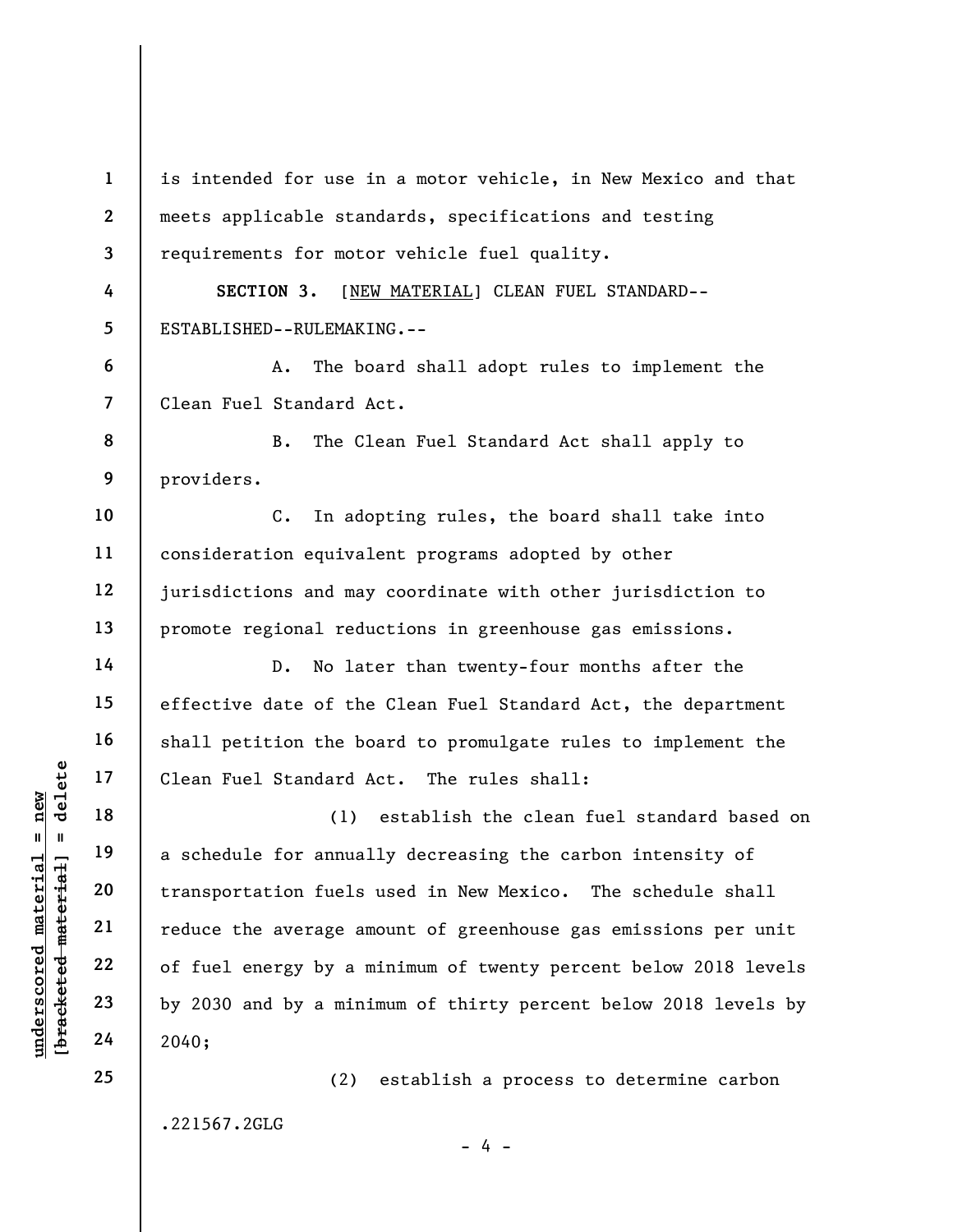is intended for use in a motor vehicle, in New Mexico and that meets applicable standards, specifications and testing requirements for motor vehicle fuel quality.

**SECTION 3.** [NEW MATERIAL] CLEAN FUEL STANDARD--ESTABLISHED--RULEMAKING.--

A. The board shall adopt rules to implement the Clean Fuel Standard Act.

B. The Clean Fuel Standard Act shall apply to providers.

C. In adopting rules, the board shall take into consideration equivalent programs adopted by other jurisdictions and may coordinate with other jurisdiction to promote regional reductions in greenhouse gas emissions.

D. No later than twenty-four months after the effective date of the Clean Fuel Standard Act, the department shall petition the board to promulgate rules to implement the Clean Fuel Standard Act. The rules shall:

(1) establish the clean fuel standard based on a schedule for annually decreasing the carbon intensity of transportation fuels used in New Mexico. The schedule shall reduce the average amount of greenhouse gas emissions per unit of fuel energy by a minimum of twenty percent below 2018 levels by 2030 and by a minimum of thirty percent below 2018 levels by 2040;

(2) establish a process to determine carbon

.221567.2GLG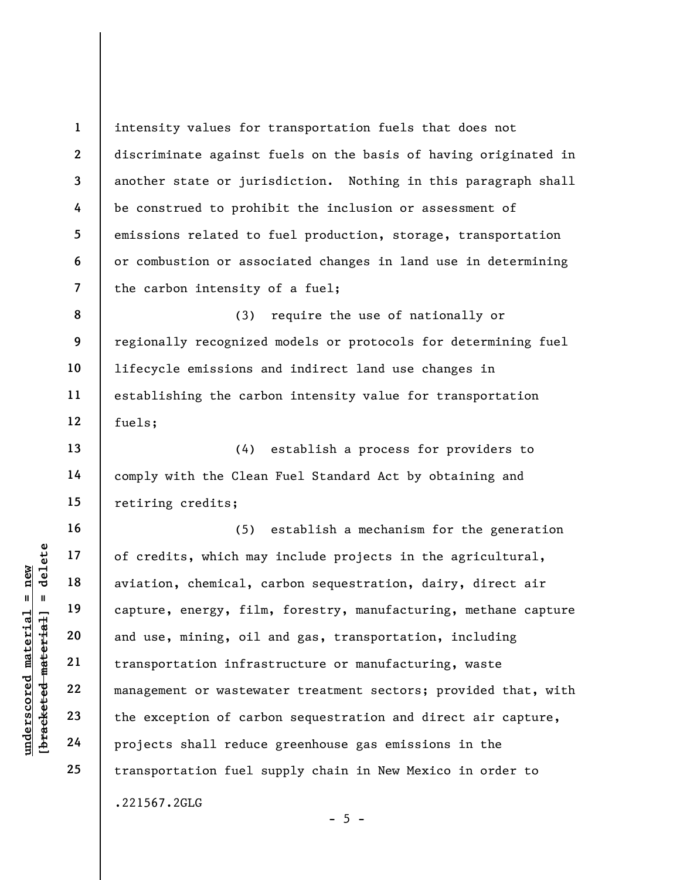intensity values for transportation fuels that does not discriminate against fuels on the basis of having originated in another state or jurisdiction. Nothing in this paragraph shall be construed to prohibit the inclusion or assessment of emissions related to fuel production, storage, transportation or combustion or associated changes in land use in determining the carbon intensity of a fuel;

(3) require the use of nationally or regionally recognized models or protocols for determining fuel lifecycle emissions and indirect land use changes in establishing the carbon intensity value for transportation fuels;

(4) establish a process for providers to comply with the Clean Fuel Standard Act by obtaining and retiring credits;

(5) establish a mechanism for the generation of credits, which may include projects in the agricultural, aviation, chemical, carbon sequestration, dairy, direct air capture, energy, film, forestry, manufacturing, methane capture and use, mining, oil and gas, transportation, including transportation infrastructure or manufacturing, waste management or wastewater treatment sectors; provided that, with the exception of carbon sequestration and direct air capture, projects shall reduce greenhouse gas emissions in the transportation fuel supply chain in New Mexico in order to

.221567.2GLG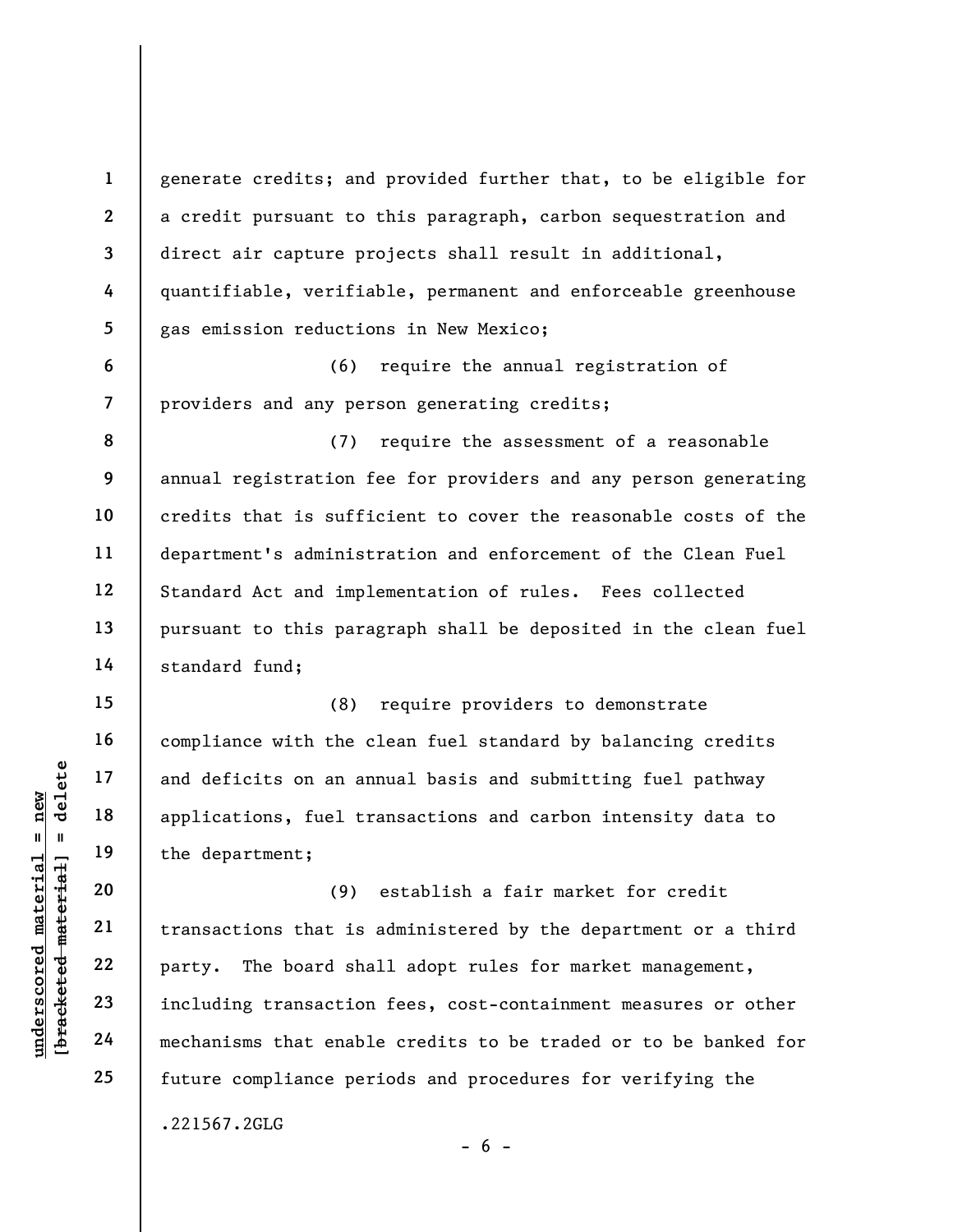generate credits; and provided further that, to be eligible for a credit pursuant to this paragraph, carbon sequestration and direct air capture projects shall result in additional, quantifiable, verifiable, permanent and enforceable greenhouse gas emission reductions in New Mexico;

(6) require the annual registration of providers and any person generating credits;

(7) require the assessment of a reasonable annual registration fee for providers and any person generating credits that is sufficient to cover the reasonable costs of the department's administration and enforcement of the Clean Fuel Standard Act and implementation of rules. Fees collected pursuant to this paragraph shall be deposited in the clean fuel standard fund;

(8) require providers to demonstrate compliance with the clean fuel standard by balancing credits and deficits on an annual basis and submitting fuel pathway applications, fuel transactions and carbon intensity data to the department;

(9) establish a fair market for credit transactions that is administered by the department or a third party. The board shall adopt rules for market management, including transaction fees, cost-containment measures or other mechanisms that enable credits to be traded or to be banked for future compliance periods and procedures for verifying the

.221567.2GLG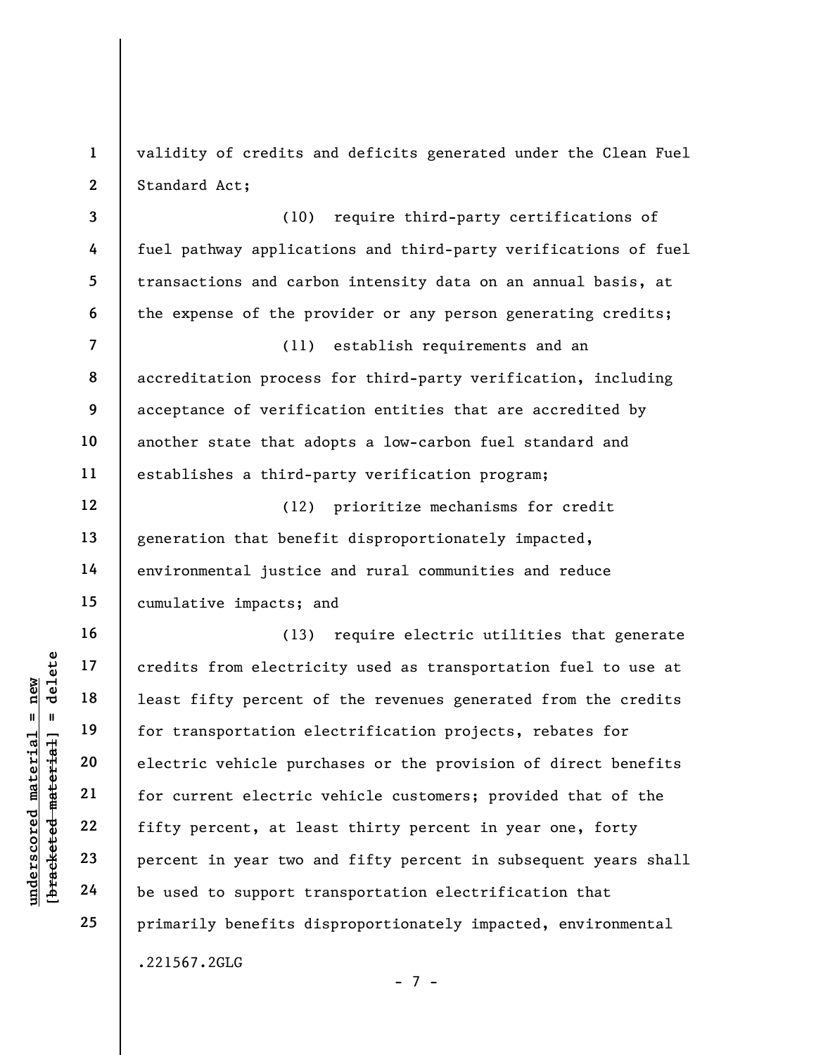validity of credits and deficits generated under the Clean Fuel Standard Act;

(10) require third-party certifications of fuel pathway applications and third-party verifications of fuel transactions and carbon intensity data on an annual basis, at the expense of the provider or any person generating credits;

(11) establish requirements and an accreditation process for third-party verification, including acceptance of verification entities that are accredited by another state that adopts a low-carbon fuel standard and establishes a third-party verification program;

(12) prioritize mechanisms for credit generation that benefit disproportionately impacted, environmental justice and rural communities and reduce cumulative impacts; and

(13) require electric utilities that generate credits from electricity used as transportation fuel to use at least fifty percent of the revenues generated from the credits for transportation electrification projects, rebates for electric vehicle purchases or the provision of direct benefits for current electric vehicle customers; provided that of the fifty percent, at least thirty percent in year one, forty percent in year two and fifty percent in subsequent years shall be used to support transportation electrification that primarily benefits disproportionately impacted, environmental

.221567.2GLG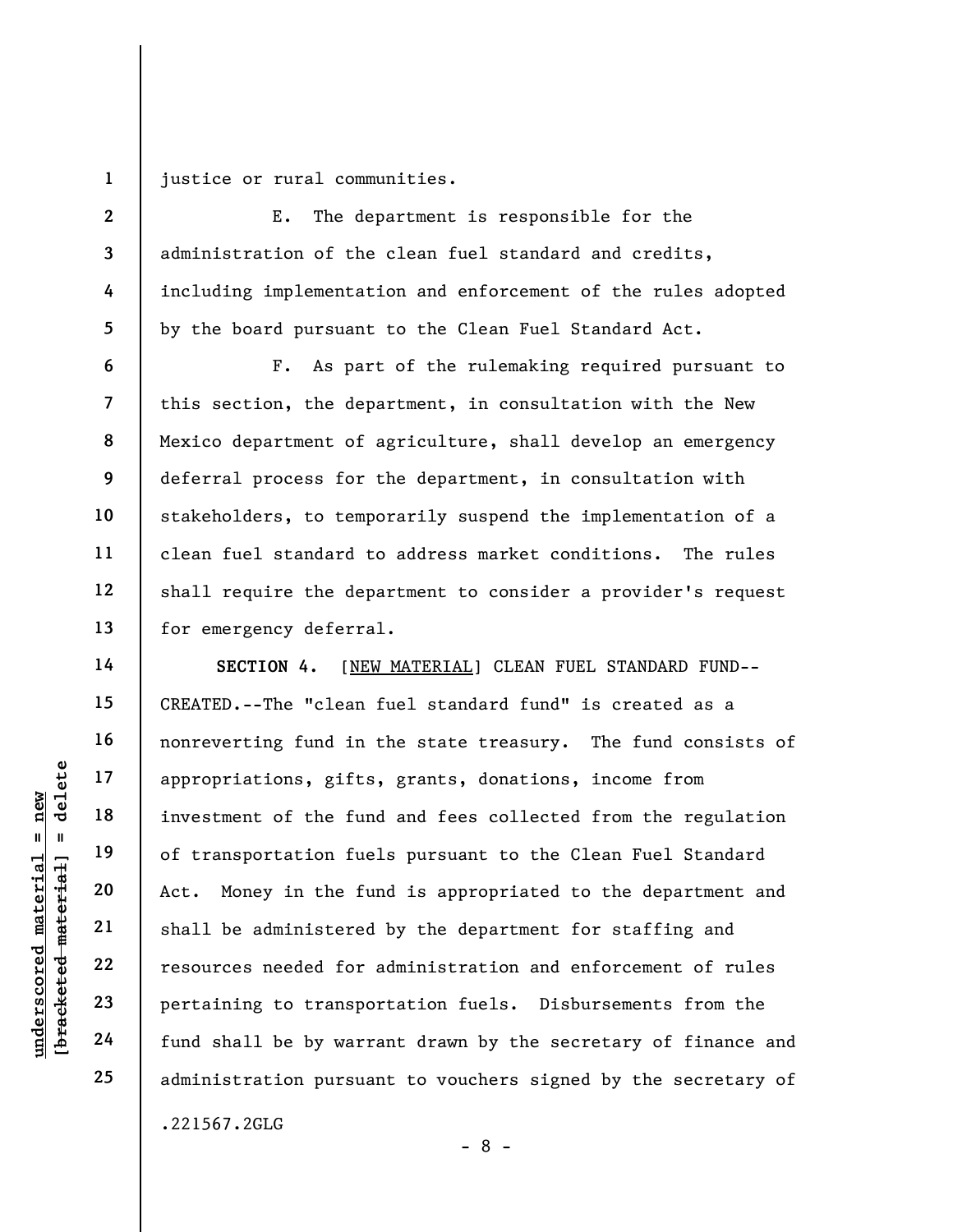justice or rural communities.

E. The department is responsible for the administration of the clean fuel standard and credits, including implementation and enforcement of the rules adopted by the board pursuant to the Clean Fuel Standard Act.

F. As part of the rulemaking required pursuant to this section, the department, in consultation with the New Mexico department of agriculture, shall develop an emergency deferral process for the department, in consultation with stakeholders, to temporarily suspend the implementation of a clean fuel standard to address market conditions. The rules shall require the department to consider a provider's request for emergency deferral.

**SECTION 4.** [NEW MATERIAL] CLEAN FUEL STANDARD FUND--CREATED.--The "clean fuel standard fund" is created as a nonreverting fund in the state treasury. The fund consists of appropriations, gifts, grants, donations, income from investment of the fund and fees collected from the regulation of transportation fuels pursuant to the Clean Fuel Standard Act. Money in the fund is appropriated to the department and shall be administered by the department for staffing and resources needed for administration and enforcement of rules pertaining to transportation fuels. Disbursements from the fund shall be by warrant drawn by the secretary of finance and administration pursuant to vouchers signed by the secretary of

.221567.2GLG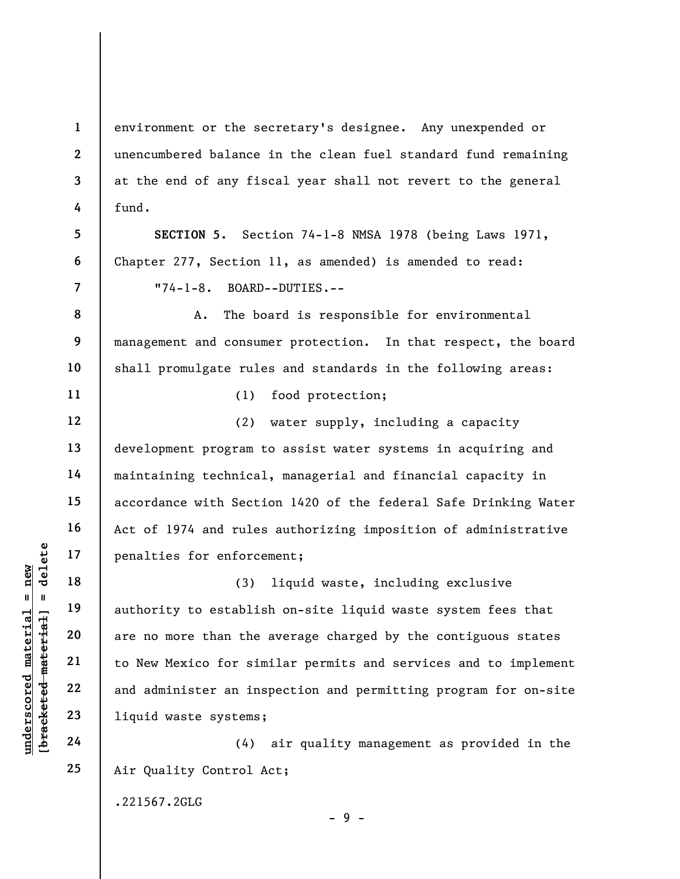environment or the secretary's designee. Any unexpended or unencumbered balance in the clean fuel standard fund remaining at the end of any fiscal year shall not revert to the general fund.

**SECTION 5.** Section 74-1-8 NMSA 1978 (being Laws 1971, Chapter 277, Section 11, as amended) is amended to read:

"74-1-8. BOARD--DUTIES.--

A. The board is responsible for environmental management and consumer protection. In that respect, the board shall promulgate rules and standards in the following areas:

(1) food protection;

(2) water supply, including a capacity development program to assist water systems in acquiring and maintaining technical, managerial and financial capacity in accordance with Section 1420 of the federal Safe Drinking Water Act of 1974 and rules authorizing imposition of administrative penalties for enforcement;

(3) liquid waste, including exclusive authority to establish on-site liquid waste system fees that are no more than the average charged by the contiguous states to New Mexico for similar permits and services and to implement and administer an inspection and permitting program for on-site liquid waste systems;

(4) air quality management as provided in the Air Quality Control Act;

.221567.2GLG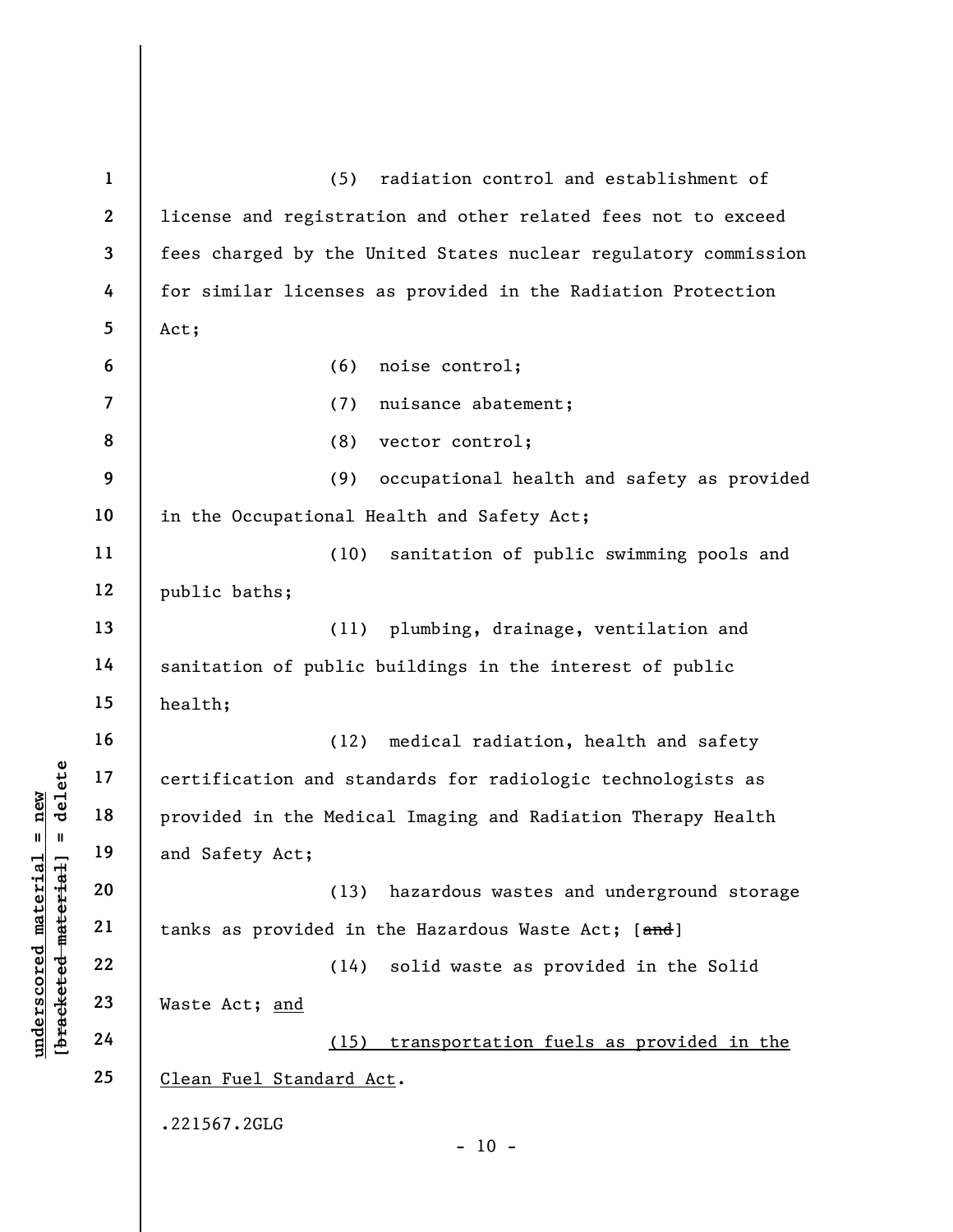(5) radiation control and establishment of license and registration and other related fees not to exceed fees charged by the United States nuclear regulatory commission for similar licenses as provided in the Radiation Protection Act;

(6) noise control;

(7) nuisance abatement;

(8) vector control;

(9) occupational health and safety as provided in the Occupational Health and Safety Act;

(10) sanitation of public swimming pools and public baths;

(11) plumbing, drainage, ventilation and sanitation of public buildings in the interest of public health;

(12) medical radiation, health and safety certification and standards for radiologic technologists as provided in the Medical Imaging and Radiation Therapy Health and Safety Act;

(13) hazardous wastes and underground storage tanks as provided in the Hazardous Waste Act; [~~and~~]

(14) solid waste as provided in the Solid Waste Act; <u>and</u>

<u>(15) transportation fuels as provided in the Clean Fuel Standard Act</u>.

.221567.2GLG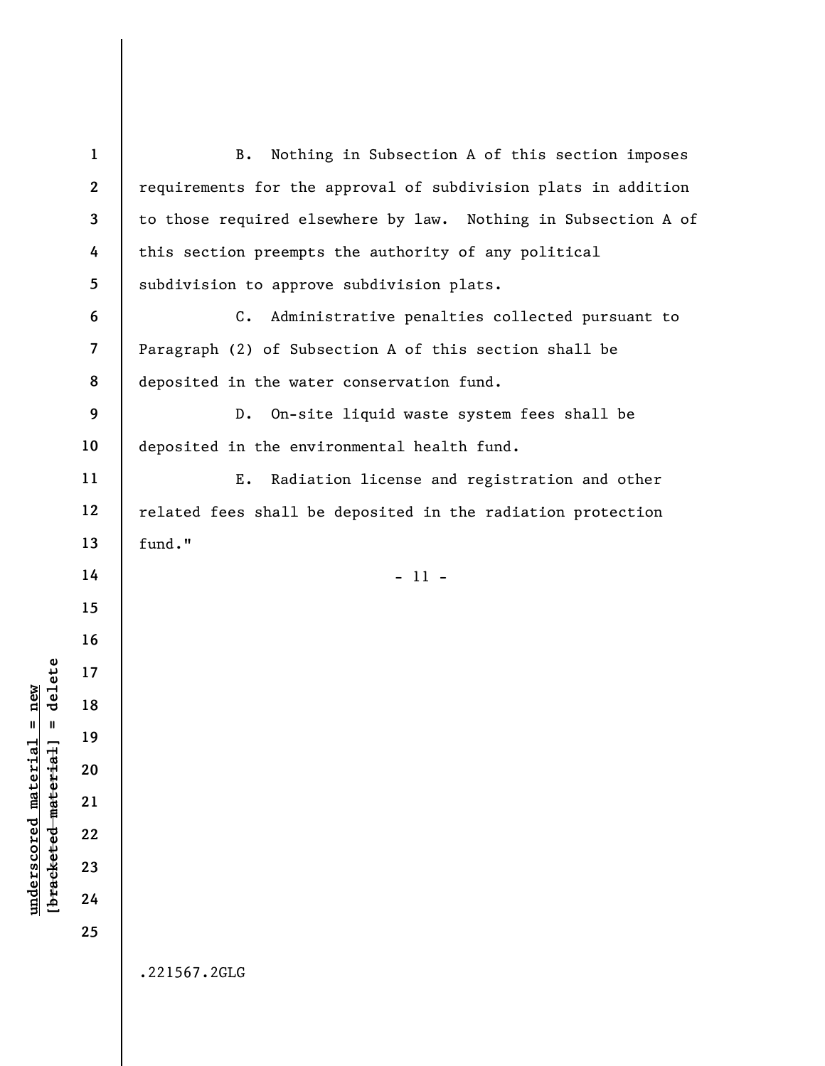B. Nothing in Subsection A of this section imposes requirements for the approval of subdivision plats in addition to those required elsewhere by law. Nothing in Subsection A of this section preempts the authority of any political subdivision to approve subdivision plats.

C. Administrative penalties collected pursuant to Paragraph (2) of Subsection A of this section shall be deposited in the water conservation fund.

D. On-site liquid waste system fees shall be deposited in the environmental health fund.

E. Radiation license and registration and other related fees shall be deposited in the radiation protection fund."

.221567.2GLG